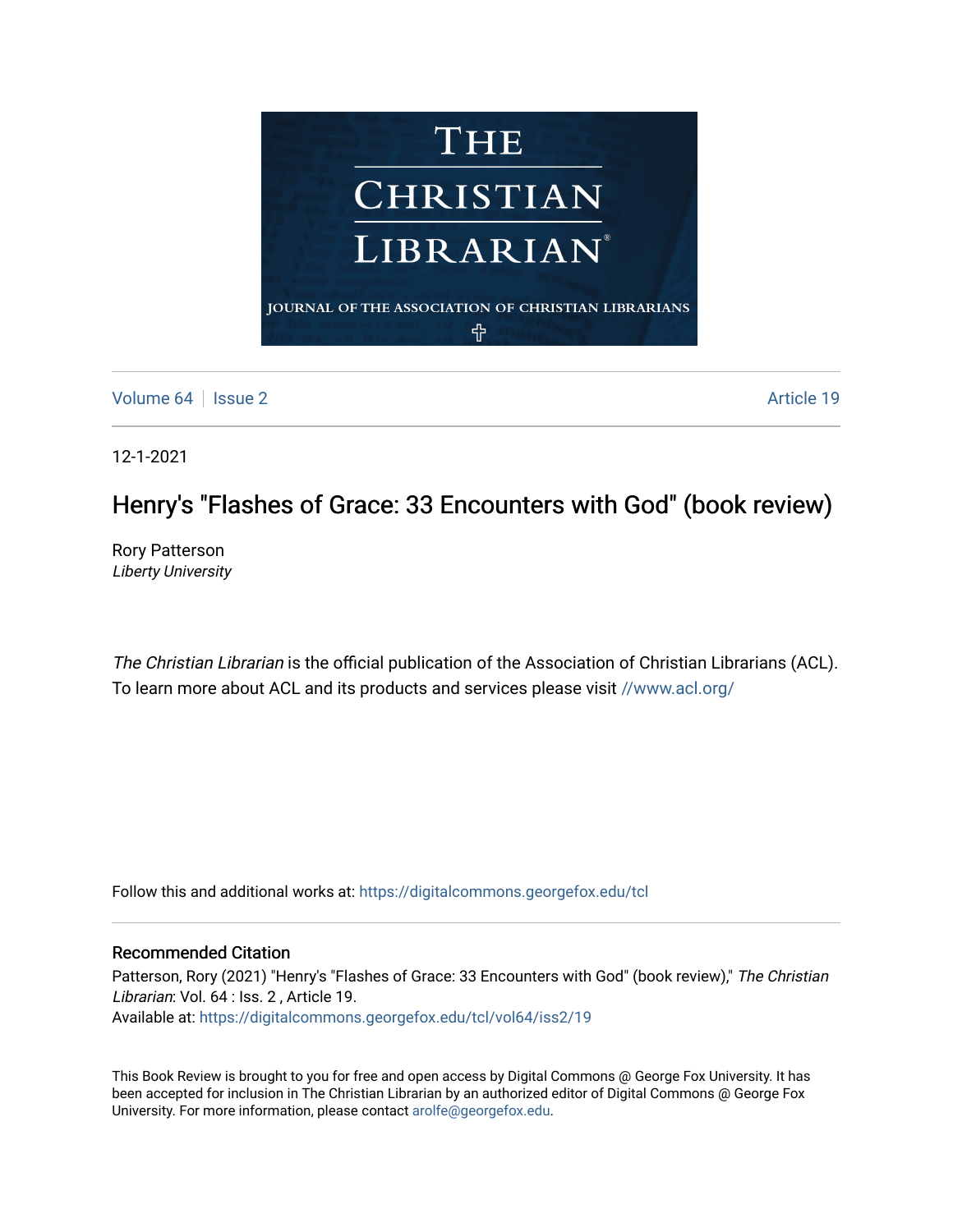# The Christian Librarian

Journal of the Association of Christian Librarians

Volume 64 | Issue 2 Article 19

12-1-2021

## Henry's "Flashes of Grace: 33 Encounters with God" (book review)

Rory Patterson
*Liberty University*

*The Christian Librarian* is the official publication of the Association of Christian Librarians (ACL). To learn more about ACL and its products and services please visit //www.acl.org/

Follow this and additional works at: https://digitalcommons.georgefox.edu/tcl

### Recommended Citation

Patterson, Rory (2021) "Henry's "Flashes of Grace: 33 Encounters with God" (book review)," *The Christian Librarian*: Vol. 64 : Iss. 2 , Article 19.
Available at: https://digitalcommons.georgefox.edu/tcl/vol64/iss2/19

This Book Review is brought to you for free and open access by Digital Commons @ George Fox University. It has been accepted for inclusion in The Christian Librarian by an authorized editor of Digital Commons @ George Fox University. For more information, please contact arolfe@georgefox.edu.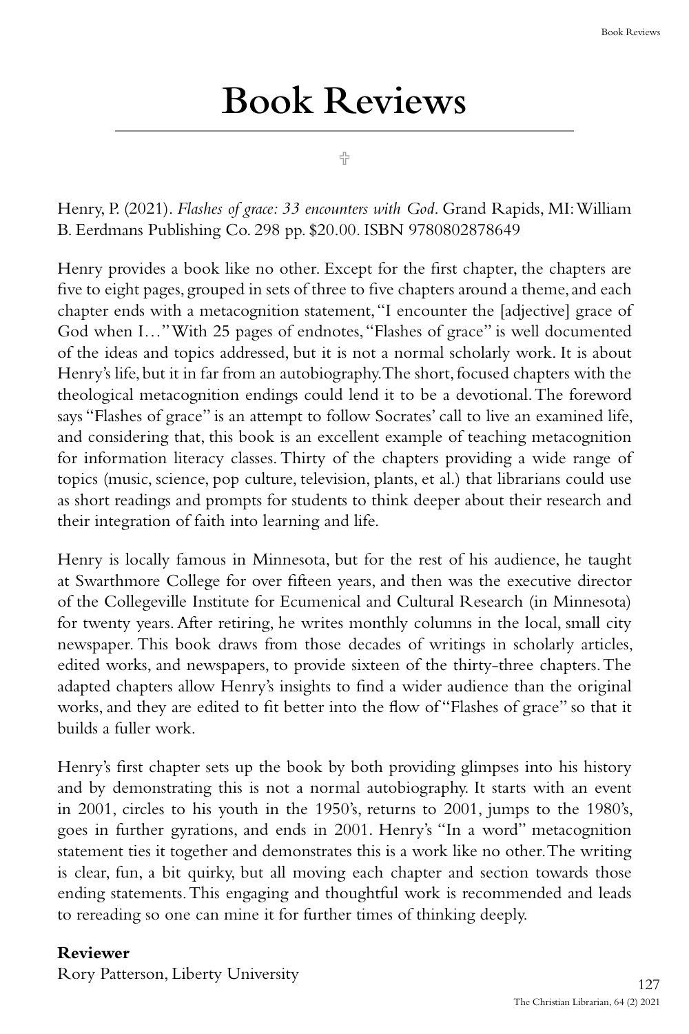# Book Reviews

✞

Henry, P. (2021). *Flashes of grace: 33 encounters with God*. Grand Rapids, MI: William B. Eerdmans Publishing Co. 298 pp. $20.00. ISBN 9780802878649

Henry provides a book like no other. Except for the first chapter, the chapters are five to eight pages, grouped in sets of three to five chapters around a theme, and each chapter ends with a metacognition statement, "I encounter the [adjective] grace of God when I…" With 25 pages of endnotes, "Flashes of grace" is well documented of the ideas and topics addressed, but it is not a normal scholarly work. It is about Henry's life, but it in far from an autobiography. The short, focused chapters with the theological metacognition endings could lend it to be a devotional. The foreword says "Flashes of grace" is an attempt to follow Socrates' call to live an examined life, and considering that, this book is an excellent example of teaching metacognition for information literacy classes. Thirty of the chapters providing a wide range of topics (music, science, pop culture, television, plants, et al.) that librarians could use as short readings and prompts for students to think deeper about their research and their integration of faith into learning and life.

Henry is locally famous in Minnesota, but for the rest of his audience, he taught at Swarthmore College for over fifteen years, and then was the executive director of the Collegeville Institute for Ecumenical and Cultural Research (in Minnesota) for twenty years. After retiring, he writes monthly columns in the local, small city newspaper. This book draws from those decades of writings in scholarly articles, edited works, and newspapers, to provide sixteen of the thirty-three chapters. The adapted chapters allow Henry's insights to find a wider audience than the original works, and they are edited to fit better into the flow of "Flashes of grace" so that it builds a fuller work.

Henry's first chapter sets up the book by both providing glimpses into his history and by demonstrating this is not a normal autobiography. It starts with an event in 2001, circles to his youth in the 1950's, returns to 2001, jumps to the 1980's, goes in further gyrations, and ends in 2001. Henry's "In a word" metacognition statement ties it together and demonstrates this is a work like no other. The writing is clear, fun, a bit quirky, but all moving each chapter and section towards those ending statements. This engaging and thoughtful work is recommended and leads to rereading so one can mine it for further times of thinking deeply.

**Reviewer**
Rory Patterson, Liberty University